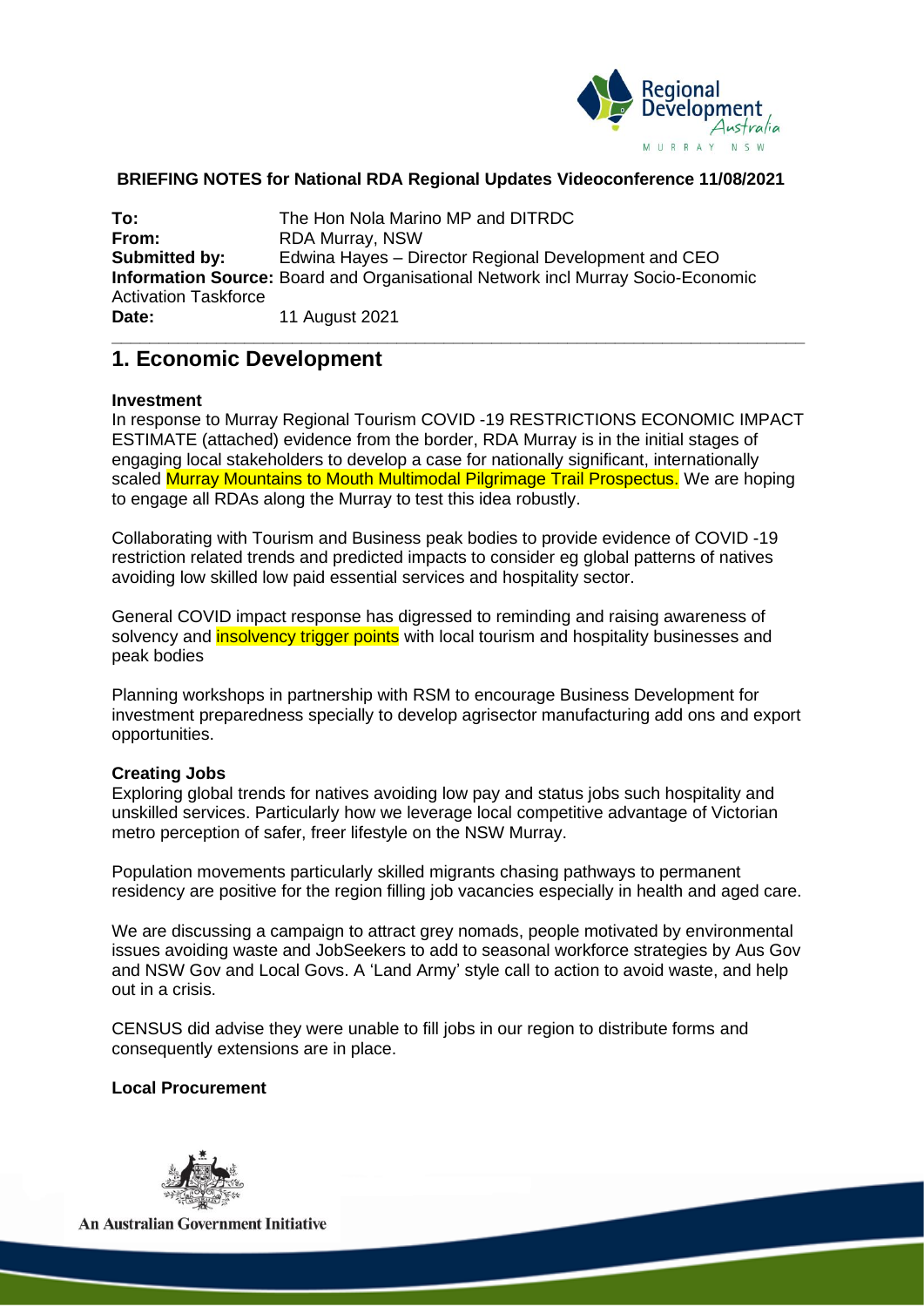**BRIEFING NOTES for National RDA Regional Updates Videoconference 11/08/2021**

**To:** The Hon Nola Marino MP and DITRDC
**From:** RDA Murray, NSW
**Submitted by:** Edwina Hayes – Director Regional Development and CEO
**Information Source:** Board and Organisational Network incl Murray Socio-Economic Activation Taskforce
**Date:** 11 August 2021

---

# 1. Economic Development

**Investment**

In response to Murray Regional Tourism COVID -19 RESTRICTIONS ECONOMIC IMPACT ESTIMATE (attached) evidence from the border, RDA Murray is in the initial stages of engaging local stakeholders to develop a case for nationally significant, internationally scaled Murray Mountains to Mouth Multimodal Pilgrimage Trail Prospectus. We are hoping to engage all RDAs along the Murray to test this idea robustly.

Collaborating with Tourism and Business peak bodies to provide evidence of COVID -19 restriction related trends and predicted impacts to consider eg global patterns of natives avoiding low skilled low paid essential services and hospitality sector.

General COVID impact response has digressed to reminding and raising awareness of solvency and insolvency trigger points with local tourism and hospitality businesses and peak bodies

Planning workshops in partnership with RSM to encourage Business Development for investment preparedness specially to develop agrisector manufacturing add ons and export opportunities.

**Creating Jobs**

Exploring global trends for natives avoiding low pay and status jobs such hospitality and unskilled services. Particularly how we leverage local competitive advantage of Victorian metro perception of safer, freer lifestyle on the NSW Murray.

Population movements particularly skilled migrants chasing pathways to permanent residency are positive for the region filling job vacancies especially in health and aged care.

We are discussing a campaign to attract grey nomads, people motivated by environmental issues avoiding waste and JobSeekers to add to seasonal workforce strategies by Aus Gov and NSW Gov and Local Govs. A 'Land Army' style call to action to avoid waste, and help out in a crisis.

CENSUS did advise they were unable to fill jobs in our region to distribute forms and consequently extensions are in place.

**Local Procurement**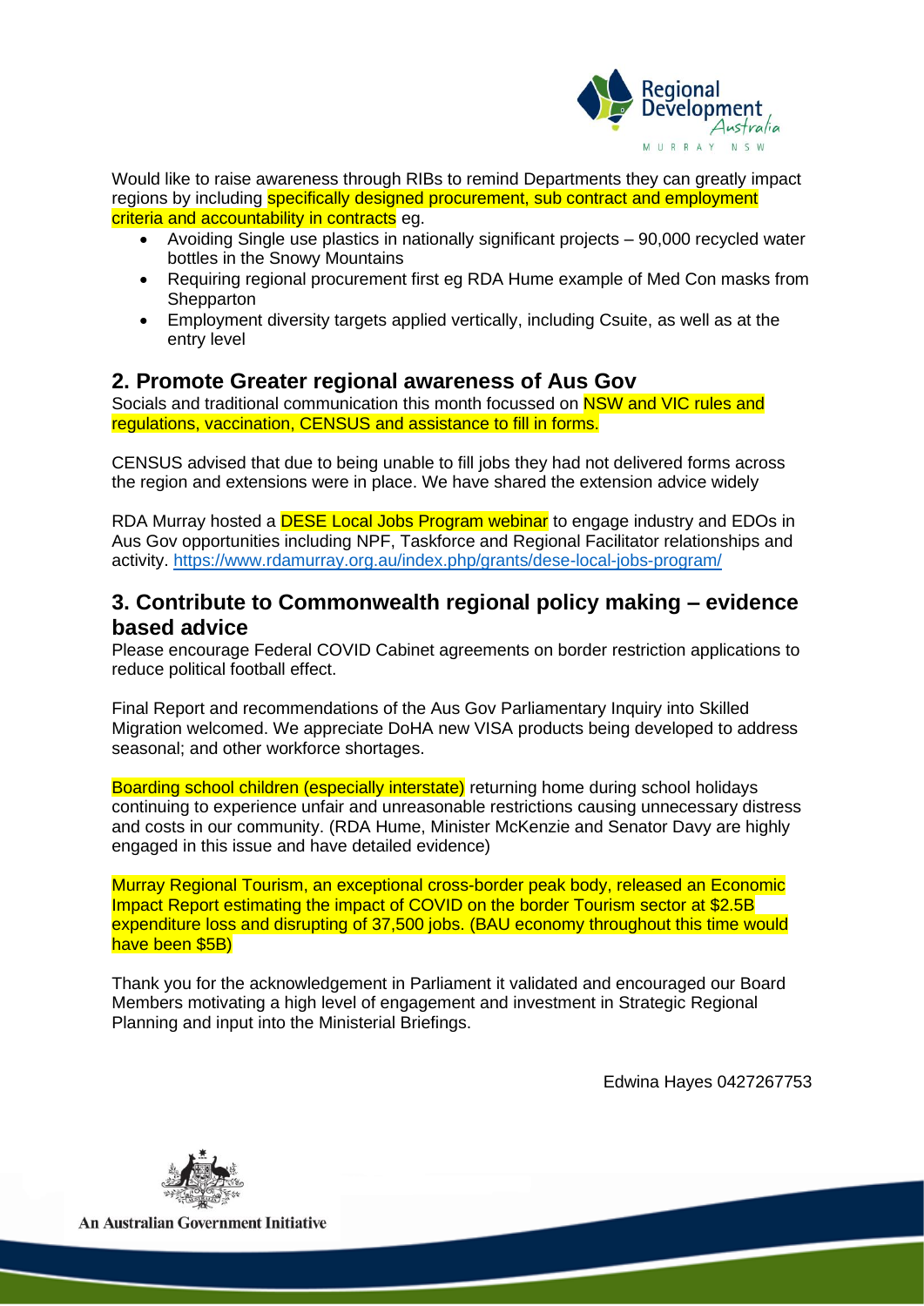Would like to raise awareness through RIBs to remind Departments they can greatly impact regions by including specifically designed procurement, sub contract and employment criteria and accountability in contracts eg.

- Avoiding Single use plastics in nationally significant projects – 90,000 recycled water bottles in the Snowy Mountains
- Requiring regional procurement first eg RDA Hume example of Med Con masks from Shepparton
- Employment diversity targets applied vertically, including Csuite, as well as at the entry level

## 2. Promote Greater regional awareness of Aus Gov

Socials and traditional communication this month focussed on NSW and VIC rules and regulations, vaccination, CENSUS and assistance to fill in forms.

CENSUS advised that due to being unable to fill jobs they had not delivered forms across the region and extensions were in place. We have shared the extension advice widely

RDA Murray hosted a DESE Local Jobs Program webinar to engage industry and EDOs in Aus Gov opportunities including NPF, Taskforce and Regional Facilitator relationships and activity. https://www.rdamurray.org.au/index.php/grants/dese-local-jobs-program/

## 3. Contribute to Commonwealth regional policy making – evidence based advice

Please encourage Federal COVID Cabinet agreements on border restriction applications to reduce political football effect.

Final Report and recommendations of the Aus Gov Parliamentary Inquiry into Skilled Migration welcomed. We appreciate DoHA new VISA products being developed to address seasonal; and other workforce shortages.

Boarding school children (especially interstate) returning home during school holidays continuing to experience unfair and unreasonable restrictions causing unnecessary distress and costs in our community. (RDA Hume, Minister McKenzie and Senator Davy are highly engaged in this issue and have detailed evidence)

Murray Regional Tourism, an exceptional cross-border peak body, released an Economic Impact Report estimating the impact of COVID on the border Tourism sector at $2.5B expenditure loss and disrupting of 37,500 jobs. (BAU economy throughout this time would have been $5B)

Thank you for the acknowledgement in Parliament it validated and encouraged our Board Members motivating a high level of engagement and investment in Strategic Regional Planning and input into the Ministerial Briefings.

Edwina Hayes 0427267753